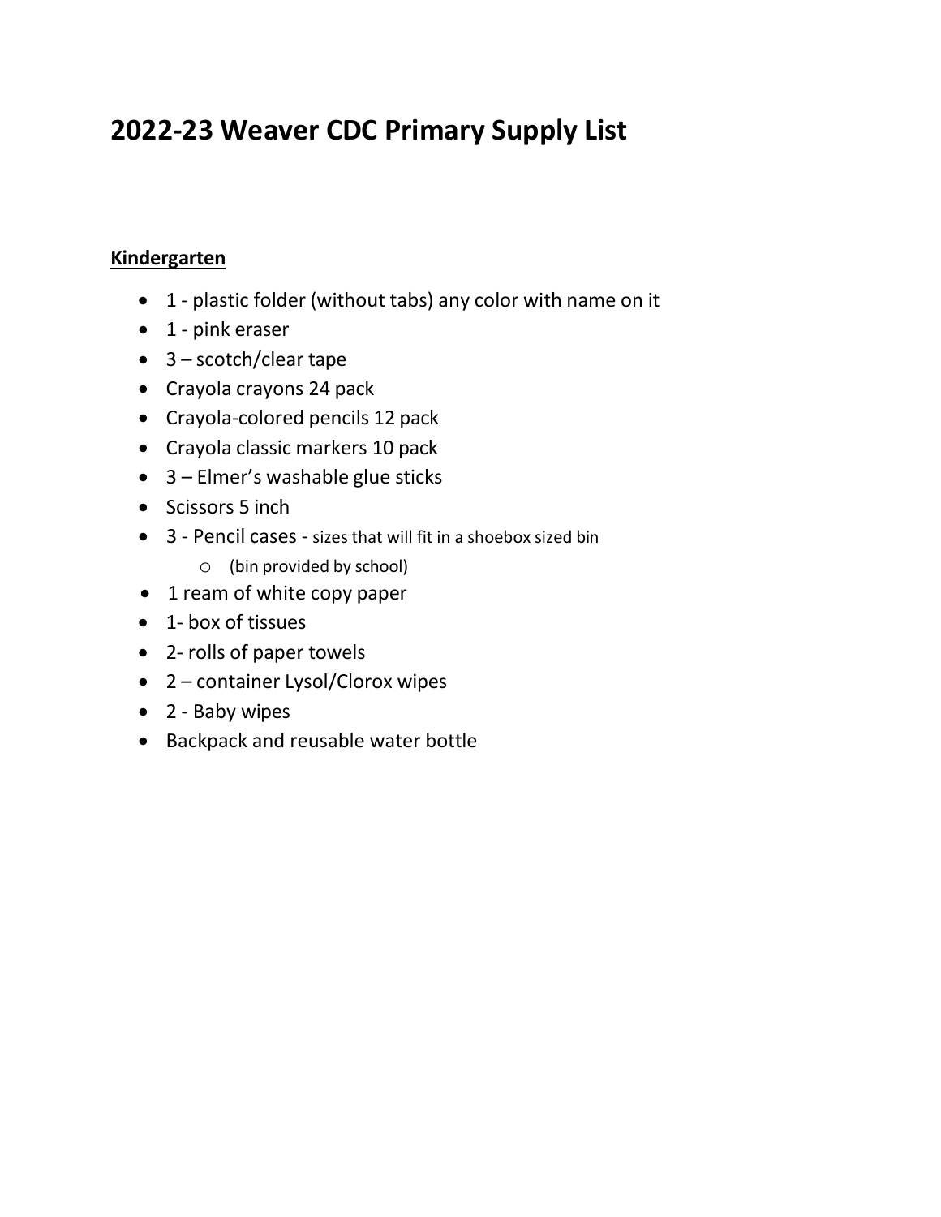# 2022-23 Weaver CDC Primary Supply List

**Kindergarten**

- 1 - plastic folder (without tabs) any color with name on it
- 1 - pink eraser
- 3 – scotch/clear tape
- Crayola crayons 24 pack
- Crayola-colored pencils 12 pack
- Crayola classic markers 10 pack
- 3 – Elmer's washable glue sticks
- Scissors 5 inch
- 3 - Pencil cases - sizes that will fit in a shoebox sized bin
  - (bin provided by school)
- 1 ream of white copy paper
- 1- box of tissues
- 2- rolls of paper towels
- 2 – container Lysol/Clorox wipes
- 2 - Baby wipes
- Backpack and reusable water bottle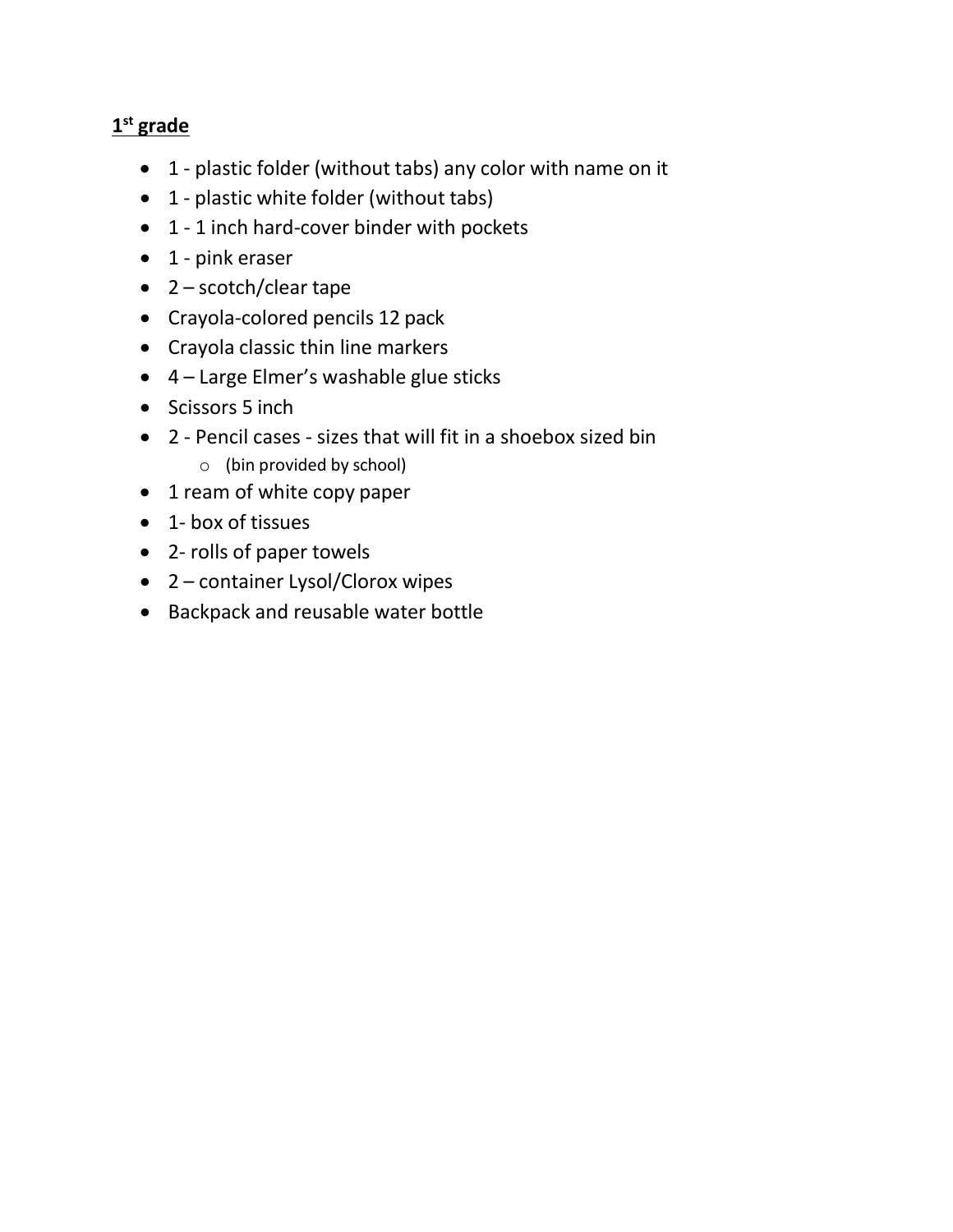**<u>1st grade</u>**

- 1 - plastic folder (without tabs) any color with name on it
- 1 - plastic white folder (without tabs)
- 1 - 1 inch hard-cover binder with pockets
- 1 - pink eraser
- 2 – scotch/clear tape
- Crayola-colored pencils 12 pack
- Crayola classic thin line markers
- 4 – Large Elmer's washable glue sticks
- Scissors 5 inch
- 2 - Pencil cases - sizes that will fit in a shoebox sized bin
  - (bin provided by school)
- 1 ream of white copy paper
- 1- box of tissues
- 2- rolls of paper towels
- 2 – container Lysol/Clorox wipes
- Backpack and reusable water bottle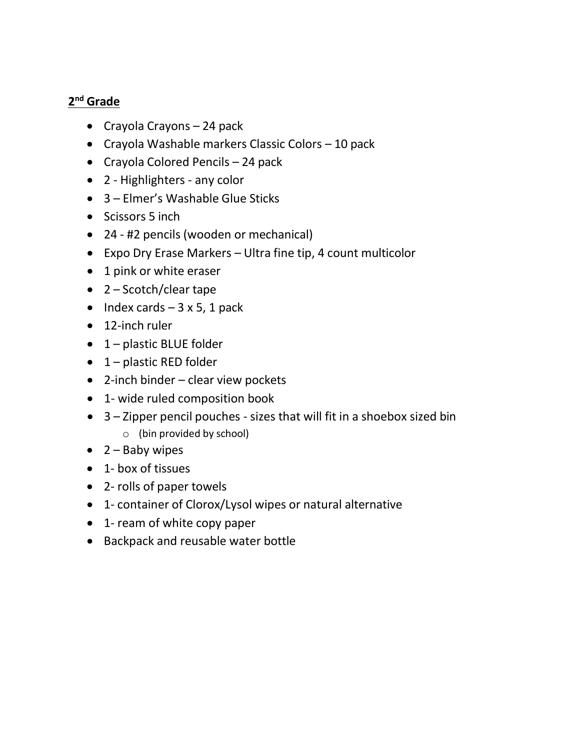**2nd Grade**

- Crayola Crayons – 24 pack
- Crayola Washable markers Classic Colors – 10 pack
- Crayola Colored Pencils – 24 pack
- 2 - Highlighters - any color
- 3 – Elmer's Washable Glue Sticks
- Scissors 5 inch
- 24 - #2 pencils (wooden or mechanical)
- Expo Dry Erase Markers – Ultra fine tip, 4 count multicolor
- 1 pink or white eraser
- 2 – Scotch/clear tape
- Index cards – 3 x 5, 1 pack
- 12-inch ruler
- 1 – plastic BLUE folder
- 1 – plastic RED folder
- 2-inch binder – clear view pockets
- 1- wide ruled composition book
- 3 – Zipper pencil pouches - sizes that will fit in a shoebox sized bin
    - (bin provided by school)
- 2 – Baby wipes
- 1- box of tissues
- 2- rolls of paper towels
- 1- container of Clorox/Lysol wipes or natural alternative
- 1- ream of white copy paper
- Backpack and reusable water bottle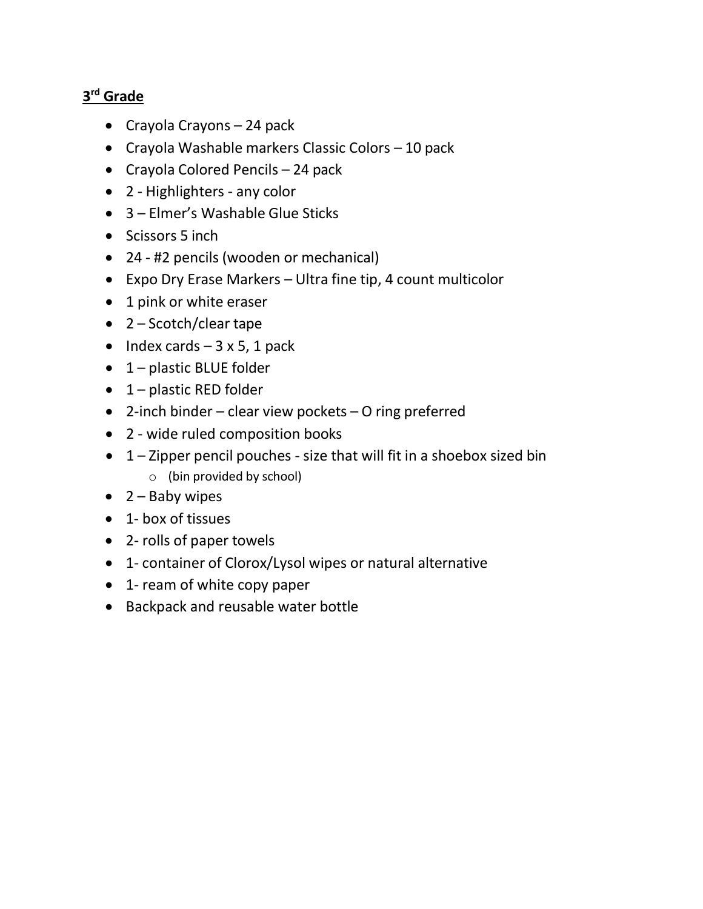## 3rd Grade

- Crayola Crayons – 24 pack
- Crayola Washable markers Classic Colors – 10 pack
- Crayola Colored Pencils – 24 pack
- 2 - Highlighters - any color
- 3 – Elmer's Washable Glue Sticks
- Scissors 5 inch
- 24 - #2 pencils (wooden or mechanical)
- Expo Dry Erase Markers – Ultra fine tip, 4 count multicolor
- 1 pink or white eraser
- 2 – Scotch/clear tape
- Index cards – 3 x 5, 1 pack
- 1 – plastic BLUE folder
- 1 – plastic RED folder
- 2-inch binder – clear view pockets – O ring preferred
- 2 - wide ruled composition books
- 1 – Zipper pencil pouches - size that will fit in a shoebox sized bin
  - (bin provided by school)
- 2 – Baby wipes
- 1- box of tissues
- 2- rolls of paper towels
- 1- container of Clorox/Lysol wipes or natural alternative
- 1- ream of white copy paper
- Backpack and reusable water bottle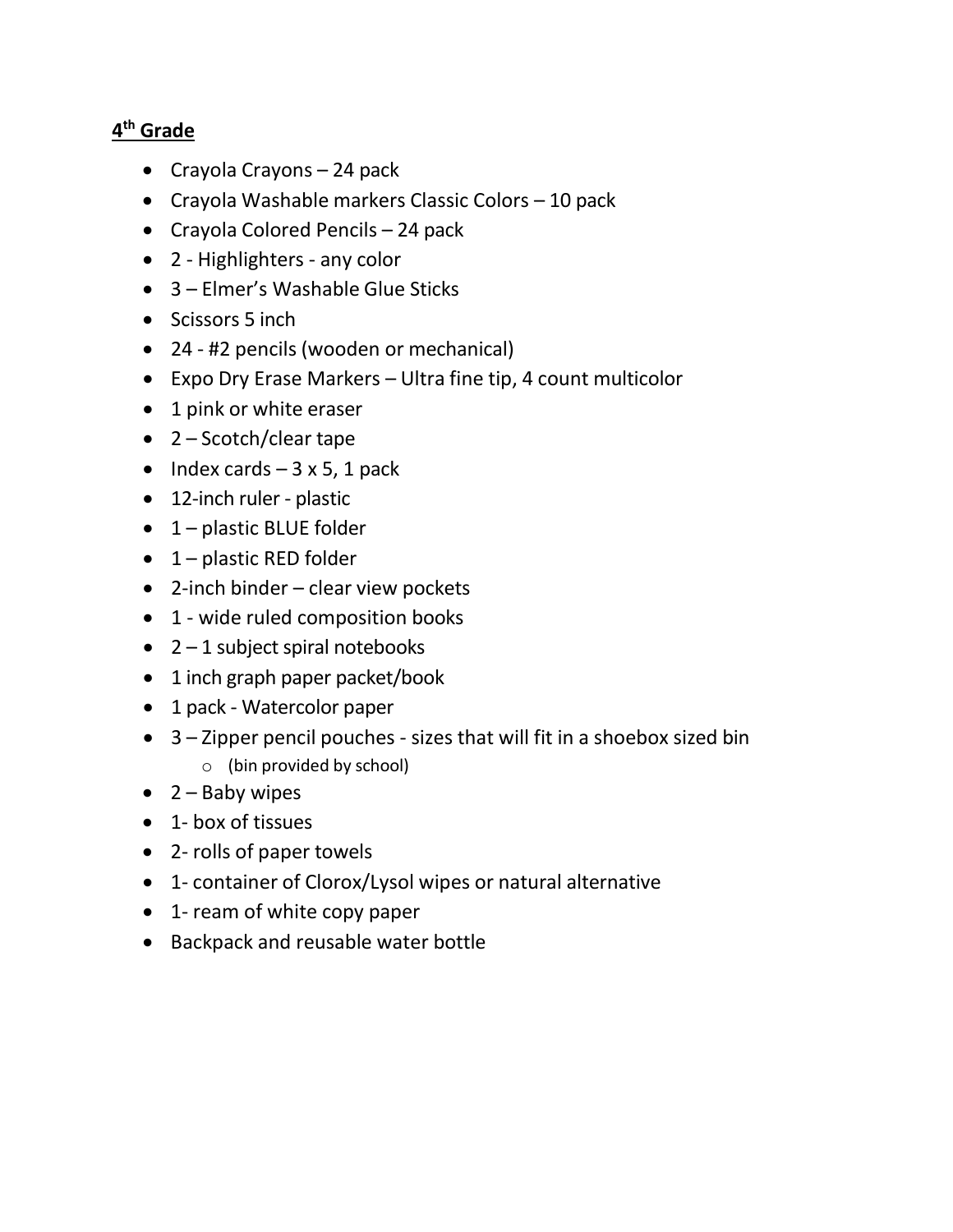**4th Grade**

- Crayola Crayons – 24 pack
- Crayola Washable markers Classic Colors – 10 pack
- Crayola Colored Pencils – 24 pack
- 2 - Highlighters - any color
- 3 – Elmer's Washable Glue Sticks
- Scissors 5 inch
- 24 - #2 pencils (wooden or mechanical)
- Expo Dry Erase Markers – Ultra fine tip, 4 count multicolor
- 1 pink or white eraser
- 2 – Scotch/clear tape
- Index cards – 3 x 5, 1 pack
- 12-inch ruler - plastic
- 1 – plastic BLUE folder
- 1 – plastic RED folder
- 2-inch binder – clear view pockets
- 1 - wide ruled composition books
- 2 – 1 subject spiral notebooks
- 1 inch graph paper packet/book
- 1 pack - Watercolor paper
- 3 – Zipper pencil pouches - sizes that will fit in a shoebox sized bin
  - (bin provided by school)
- 2 – Baby wipes
- 1- box of tissues
- 2- rolls of paper towels
- 1- container of Clorox/Lysol wipes or natural alternative
- 1- ream of white copy paper
- Backpack and reusable water bottle